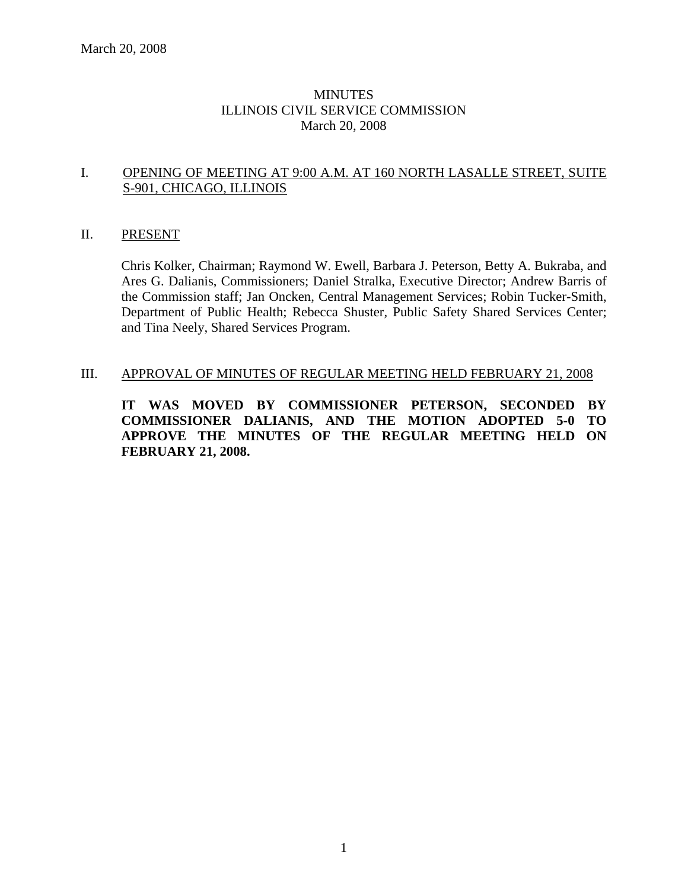# MINUTES
## ILLINOIS CIVIL SERVICE COMMISSION
### March 20, 2008

## I. OPENING OF MEETING AT 9:00 A.M. AT 160 NORTH LASALLE STREET, SUITE S-901, CHICAGO, ILLINOIS

## II. PRESENT

Chris Kolker, Chairman; Raymond W. Ewell, Barbara J. Peterson, Betty A. Bukraba, and Ares G. Dalianis, Commissioners; Daniel Stralka, Executive Director; Andrew Barris of the Commission staff; Jan Oncken, Central Management Services; Robin Tucker-Smith, Department of Public Health; Rebecca Shuster, Public Safety Shared Services Center; and Tina Neely, Shared Services Program.

## III. APPROVAL OF MINUTES OF REGULAR MEETING HELD FEBRUARY 21, 2008

**IT WAS MOVED BY COMMISSIONER PETERSON, SECONDED BY COMMISSIONER DALIANIS, AND THE MOTION ADOPTED 5-0 TO APPROVE THE MINUTES OF THE REGULAR MEETING HELD ON FEBRUARY 21, 2008.**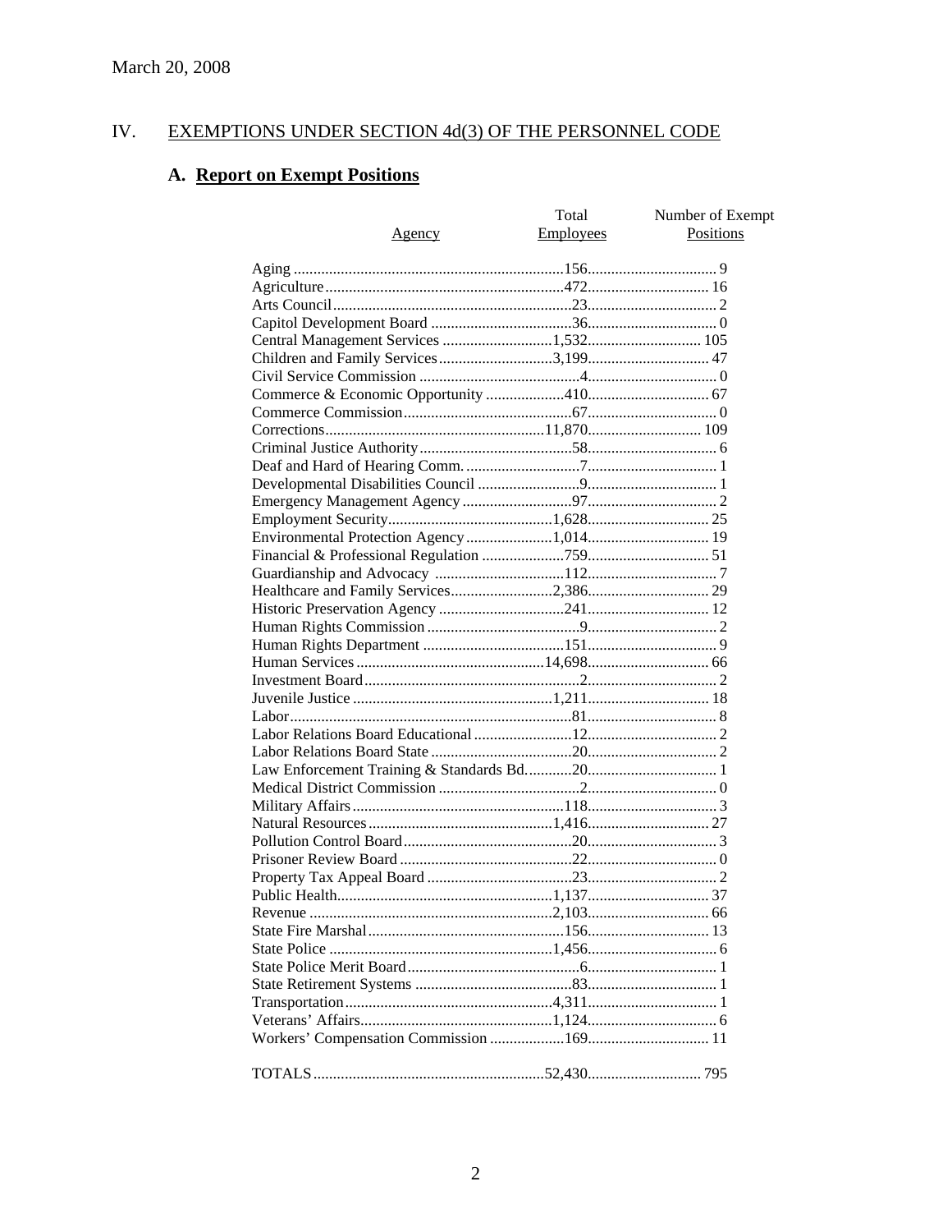March 20, 2008

## IV. EXEMPTIONS UNDER SECTION 4d(3) OF THE PERSONNEL CODE

### A. Report on Exempt Positions

| Agency | Total Employees | Number of Exempt Positions |
|---|---|---|
| Aging | 156 | 9 |
| Agriculture | 472 | 16 |
| Arts Council | 23 | 2 |
| Capitol Development Board | 36 | 0 |
| Central Management Services | 1,532 | 105 |
| Children and Family Services | 3,199 | 47 |
| Civil Service Commission | 4 | 0 |
| Commerce & Economic Opportunity | 410 | 67 |
| Commerce Commission | 67 | 0 |
| Corrections | 11,870 | 109 |
| Criminal Justice Authority | 58 | 6 |
| Deaf and Hard of Hearing Comm. | 7 | 1 |
| Developmental Disabilities Council | 9 | 1 |
| Emergency Management Agency | 97 | 2 |
| Employment Security | 1,628 | 25 |
| Environmental Protection Agency | 1,014 | 19 |
| Financial & Professional Regulation | 759 | 51 |
| Guardianship and Advocacy | 112 | 7 |
| Healthcare and Family Services | 2,386 | 29 |
| Historic Preservation Agency | 241 | 12 |
| Human Rights Commission | 9 | 2 |
| Human Rights Department | 151 | 9 |
| Human Services | 14,698 | 66 |
| Investment Board | 2 | 2 |
| Juvenile Justice | 1,211 | 18 |
| Labor | 81 | 8 |
| Labor Relations Board Educational | 12 | 2 |
| Labor Relations Board State | 20 | 2 |
| Law Enforcement Training & Standards Bd. | 20 | 1 |
| Medical District Commission | 2 | 0 |
| Military Affairs | 118 | 3 |
| Natural Resources | 1,416 | 27 |
| Pollution Control Board | 20 | 3 |
| Prisoner Review Board | 22 | 0 |
| Property Tax Appeal Board | 23 | 2 |
| Public Health | 1,137 | 37 |
| Revenue | 2,103 | 66 |
| State Fire Marshal | 156 | 13 |
| State Police | 1,456 | 6 |
| State Police Merit Board | 6 | 1 |
| State Retirement Systems | 83 | 1 |
| Transportation | 4,311 | 1 |
| Veterans' Affairs | 1,124 | 6 |
| Workers' Compensation Commission | 169 | 11 |
| TOTALS | 52,430 | 795 |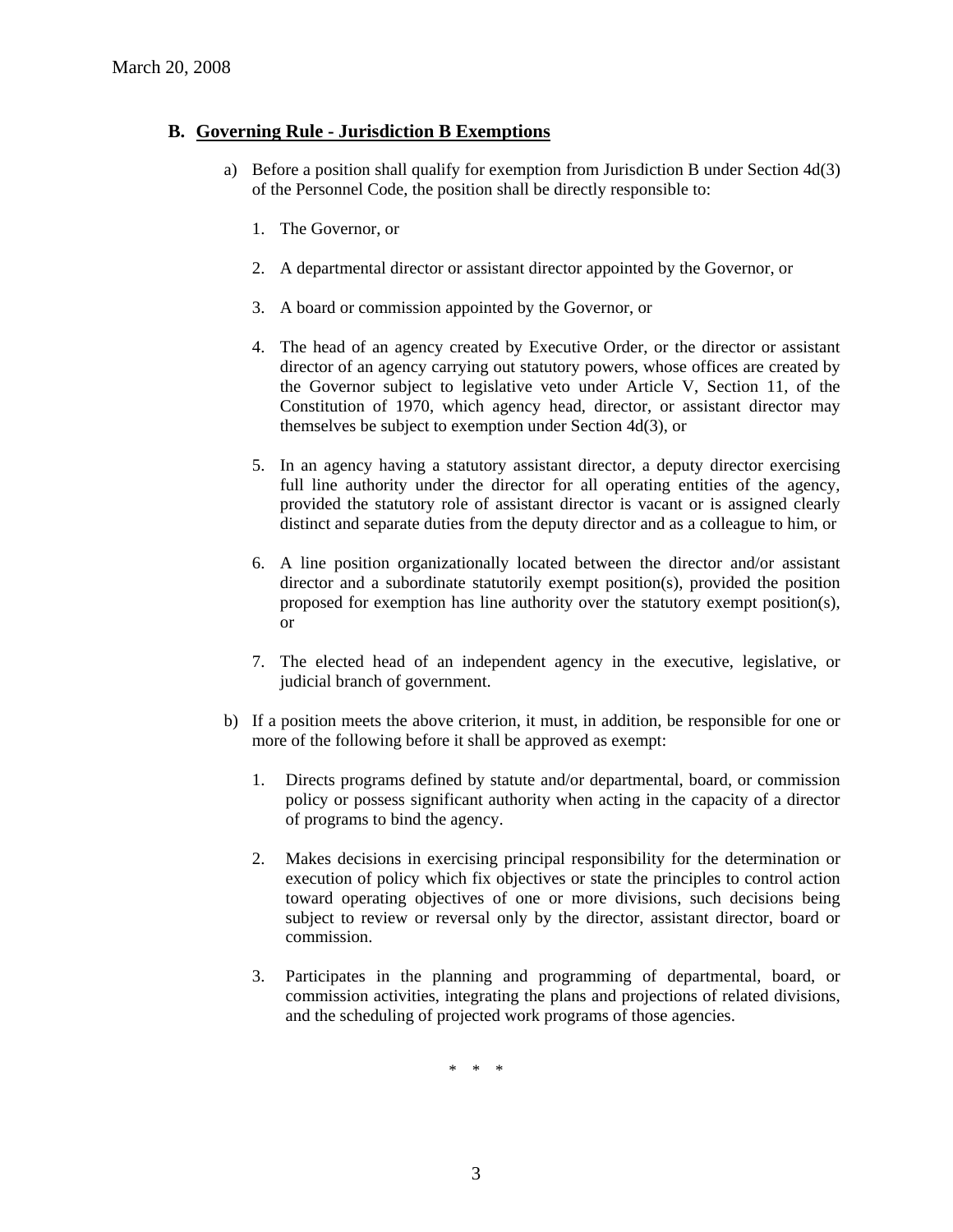### B. Governing Rule - Jurisdiction B Exemptions

a) Before a position shall qualify for exemption from Jurisdiction B under Section 4d(3) of the Personnel Code, the position shall be directly responsible to:

1. The Governor, or

2. A departmental director or assistant director appointed by the Governor, or

3. A board or commission appointed by the Governor, or

4. The head of an agency created by Executive Order, or the director or assistant director of an agency carrying out statutory powers, whose offices are created by the Governor subject to legislative veto under Article V, Section 11, of the Constitution of 1970, which agency head, director, or assistant director may themselves be subject to exemption under Section 4d(3), or

5. In an agency having a statutory assistant director, a deputy director exercising full line authority under the director for all operating entities of the agency, provided the statutory role of assistant director is vacant or is assigned clearly distinct and separate duties from the deputy director and as a colleague to him, or

6. A line position organizationally located between the director and/or assistant director and a subordinate statutorily exempt position(s), provided the position proposed for exemption has line authority over the statutory exempt position(s), or

7. The elected head of an independent agency in the executive, legislative, or judicial branch of government.

b) If a position meets the above criterion, it must, in addition, be responsible for one or more of the following before it shall be approved as exempt:

1. Directs programs defined by statute and/or departmental, board, or commission policy or possess significant authority when acting in the capacity of a director of programs to bind the agency.

2. Makes decisions in exercising principal responsibility for the determination or execution of policy which fix objectives or state the principles to control action toward operating objectives of one or more divisions, such decisions being subject to review or reversal only by the director, assistant director, board or commission.

3. Participates in the planning and programming of departmental, board, or commission activities, integrating the plans and projections of related divisions, and the scheduling of projected work programs of those agencies.

\* \* \*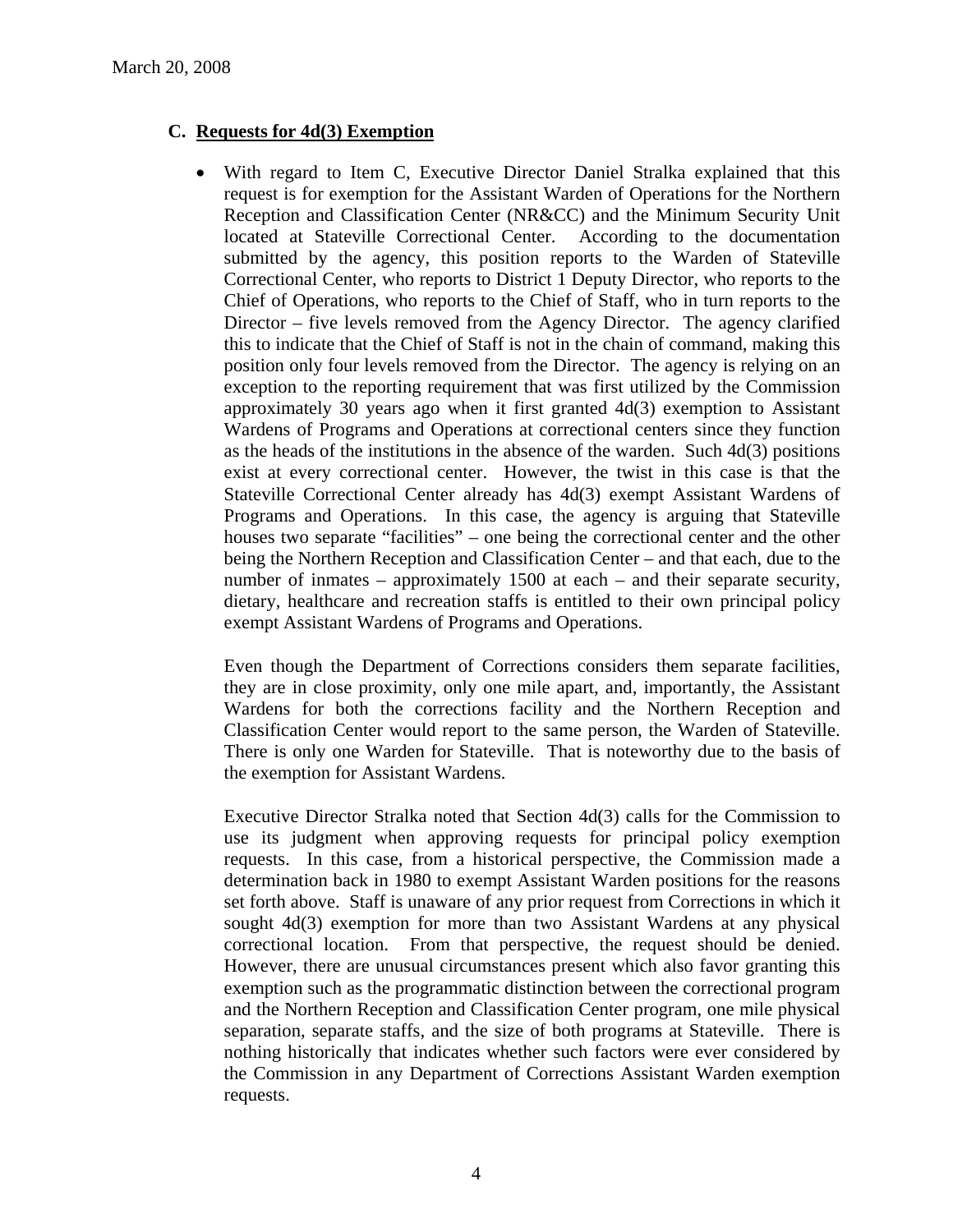### C. Requests for 4d(3) Exemption

- With regard to Item C, Executive Director Daniel Stralka explained that this request is for exemption for the Assistant Warden of Operations for the Northern Reception and Classification Center (NR&CC) and the Minimum Security Unit located at Stateville Correctional Center. According to the documentation submitted by the agency, this position reports to the Warden of Stateville Correctional Center, who reports to District 1 Deputy Director, who reports to the Chief of Operations, who reports to the Chief of Staff, who in turn reports to the Director – five levels removed from the Agency Director. The agency clarified this to indicate that the Chief of Staff is not in the chain of command, making this position only four levels removed from the Director. The agency is relying on an exception to the reporting requirement that was first utilized by the Commission approximately 30 years ago when it first granted 4d(3) exemption to Assistant Wardens of Programs and Operations at correctional centers since they function as the heads of the institutions in the absence of the warden. Such 4d(3) positions exist at every correctional center. However, the twist in this case is that the Stateville Correctional Center already has 4d(3) exempt Assistant Wardens of Programs and Operations. In this case, the agency is arguing that Stateville houses two separate "facilities" – one being the correctional center and the other being the Northern Reception and Classification Center – and that each, due to the number of inmates – approximately 1500 at each – and their separate security, dietary, healthcare and recreation staffs is entitled to their own principal policy exempt Assistant Wardens of Programs and Operations.

  Even though the Department of Corrections considers them separate facilities, they are in close proximity, only one mile apart, and, importantly, the Assistant Wardens for both the corrections facility and the Northern Reception and Classification Center would report to the same person, the Warden of Stateville. There is only one Warden for Stateville. That is noteworthy due to the basis of the exemption for Assistant Wardens.

  Executive Director Stralka noted that Section 4d(3) calls for the Commission to use its judgment when approving requests for principal policy exemption requests. In this case, from a historical perspective, the Commission made a determination back in 1980 to exempt Assistant Warden positions for the reasons set forth above. Staff is unaware of any prior request from Corrections in which it sought 4d(3) exemption for more than two Assistant Wardens at any physical correctional location. From that perspective, the request should be denied. However, there are unusual circumstances present which also favor granting this exemption such as the programmatic distinction between the correctional program and the Northern Reception and Classification Center program, one mile physical separation, separate staffs, and the size of both programs at Stateville. There is nothing historically that indicates whether such factors were ever considered by the Commission in any Department of Corrections Assistant Warden exemption requests.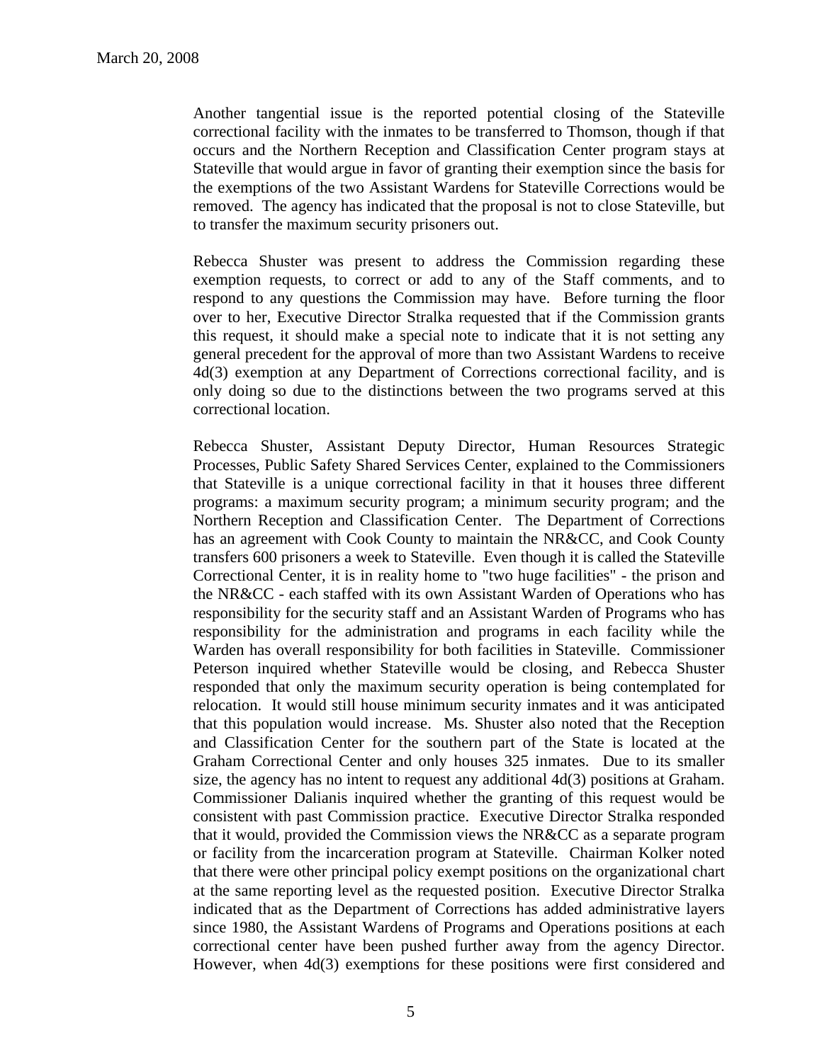Another tangential issue is the reported potential closing of the Stateville correctional facility with the inmates to be transferred to Thomson, though if that occurs and the Northern Reception and Classification Center program stays at Stateville that would argue in favor of granting their exemption since the basis for the exemptions of the two Assistant Wardens for Stateville Corrections would be removed. The agency has indicated that the proposal is not to close Stateville, but to transfer the maximum security prisoners out.

Rebecca Shuster was present to address the Commission regarding these exemption requests, to correct or add to any of the Staff comments, and to respond to any questions the Commission may have. Before turning the floor over to her, Executive Director Stralka requested that if the Commission grants this request, it should make a special note to indicate that it is not setting any general precedent for the approval of more than two Assistant Wardens to receive 4d(3) exemption at any Department of Corrections correctional facility, and is only doing so due to the distinctions between the two programs served at this correctional location.

Rebecca Shuster, Assistant Deputy Director, Human Resources Strategic Processes, Public Safety Shared Services Center, explained to the Commissioners that Stateville is a unique correctional facility in that it houses three different programs: a maximum security program; a minimum security program; and the Northern Reception and Classification Center. The Department of Corrections has an agreement with Cook County to maintain the NR&CC, and Cook County transfers 600 prisoners a week to Stateville. Even though it is called the Stateville Correctional Center, it is in reality home to "two huge facilities" - the prison and the NR&CC - each staffed with its own Assistant Warden of Operations who has responsibility for the security staff and an Assistant Warden of Programs who has responsibility for the administration and programs in each facility while the Warden has overall responsibility for both facilities in Stateville. Commissioner Peterson inquired whether Stateville would be closing, and Rebecca Shuster responded that only the maximum security operation is being contemplated for relocation. It would still house minimum security inmates and it was anticipated that this population would increase. Ms. Shuster also noted that the Reception and Classification Center for the southern part of the State is located at the Graham Correctional Center and only houses 325 inmates. Due to its smaller size, the agency has no intent to request any additional 4d(3) positions at Graham. Commissioner Dalianis inquired whether the granting of this request would be consistent with past Commission practice. Executive Director Stralka responded that it would, provided the Commission views the NR&CC as a separate program or facility from the incarceration program at Stateville. Chairman Kolker noted that there were other principal policy exempt positions on the organizational chart at the same reporting level as the requested position. Executive Director Stralka indicated that as the Department of Corrections has added administrative layers since 1980, the Assistant Wardens of Programs and Operations positions at each correctional center have been pushed further away from the agency Director. However, when 4d(3) exemptions for these positions were first considered and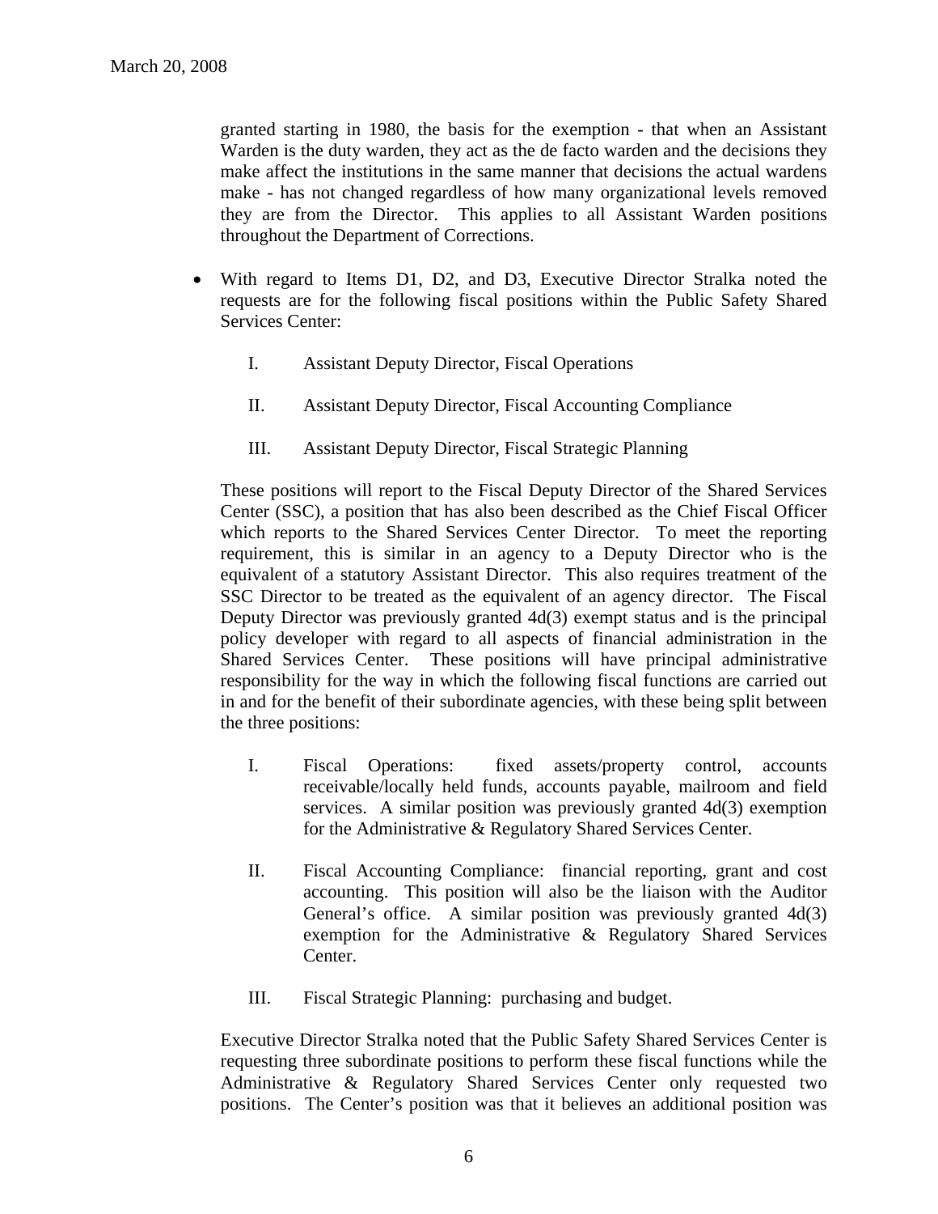granted starting in 1980, the basis for the exemption - that when an Assistant Warden is the duty warden, they act as the de facto warden and the decisions they make affect the institutions in the same manner that decisions the actual wardens make - has not changed regardless of how many organizational levels removed they are from the Director. This applies to all Assistant Warden positions throughout the Department of Corrections.

- With regard to Items D1, D2, and D3, Executive Director Stralka noted the requests are for the following fiscal positions within the Public Safety Shared Services Center:

  I. Assistant Deputy Director, Fiscal Operations

  II. Assistant Deputy Director, Fiscal Accounting Compliance

  III. Assistant Deputy Director, Fiscal Strategic Planning

  These positions will report to the Fiscal Deputy Director of the Shared Services Center (SSC), a position that has also been described as the Chief Fiscal Officer which reports to the Shared Services Center Director. To meet the reporting requirement, this is similar in an agency to a Deputy Director who is the equivalent of a statutory Assistant Director. This also requires treatment of the SSC Director to be treated as the equivalent of an agency director. The Fiscal Deputy Director was previously granted 4d(3) exempt status and is the principal policy developer with regard to all aspects of financial administration in the Shared Services Center. These positions will have principal administrative responsibility for the way in which the following fiscal functions are carried out in and for the benefit of their subordinate agencies, with these being split between the three positions:

  I. Fiscal Operations: fixed assets/property control, accounts receivable/locally held funds, accounts payable, mailroom and field services. A similar position was previously granted 4d(3) exemption for the Administrative & Regulatory Shared Services Center.

  II. Fiscal Accounting Compliance: financial reporting, grant and cost accounting. This position will also be the liaison with the Auditor General's office. A similar position was previously granted 4d(3) exemption for the Administrative & Regulatory Shared Services Center.

  III. Fiscal Strategic Planning: purchasing and budget.

  Executive Director Stralka noted that the Public Safety Shared Services Center is requesting three subordinate positions to perform these fiscal functions while the Administrative & Regulatory Shared Services Center only requested two positions. The Center's position was that it believes an additional position was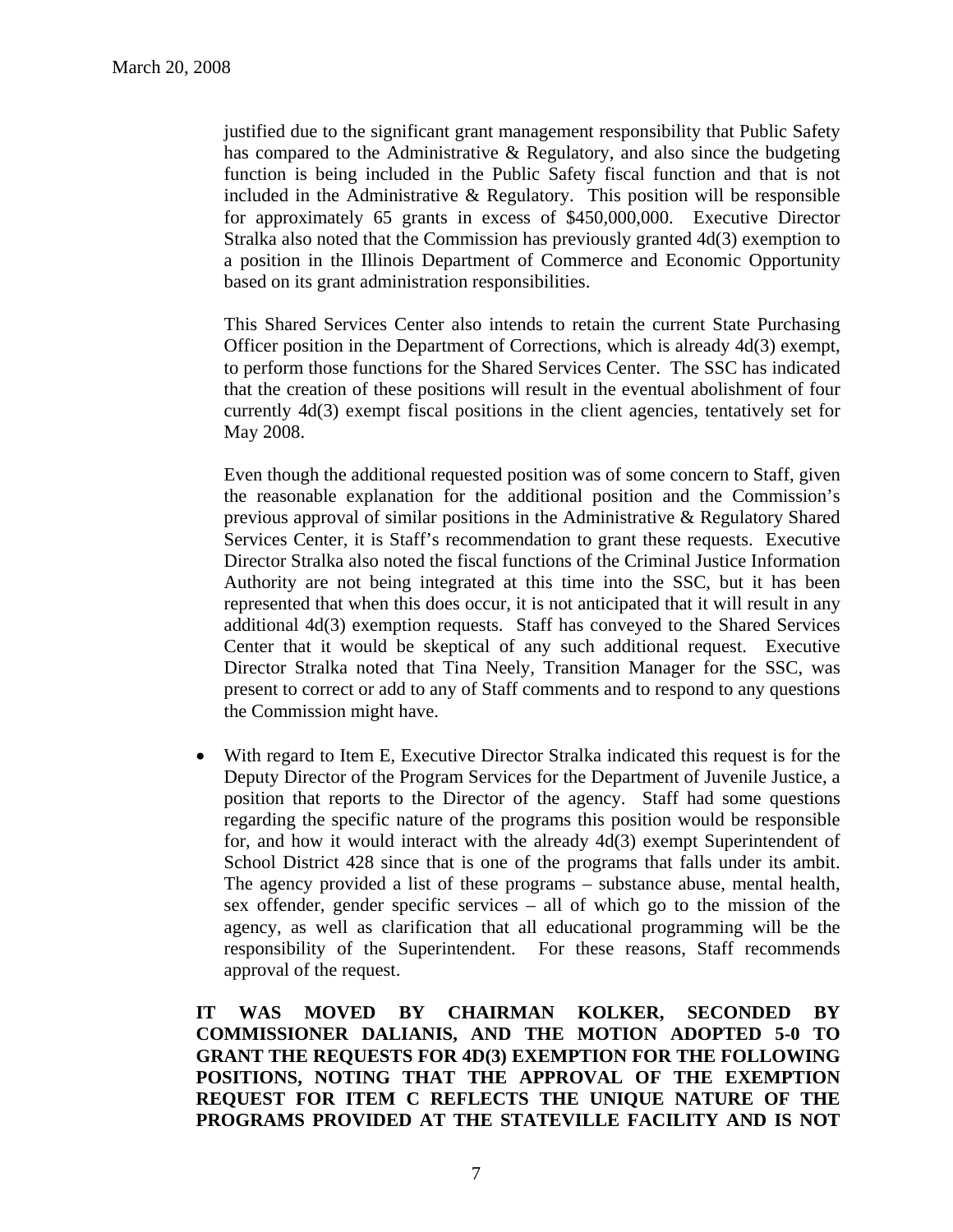justified due to the significant grant management responsibility that Public Safety has compared to the Administrative & Regulatory, and also since the budgeting function is being included in the Public Safety fiscal function and that is not included in the Administrative & Regulatory. This position will be responsible for approximately 65 grants in excess of $450,000,000. Executive Director Stralka also noted that the Commission has previously granted 4d(3) exemption to a position in the Illinois Department of Commerce and Economic Opportunity based on its grant administration responsibilities.

This Shared Services Center also intends to retain the current State Purchasing Officer position in the Department of Corrections, which is already 4d(3) exempt, to perform those functions for the Shared Services Center. The SSC has indicated that the creation of these positions will result in the eventual abolishment of four currently 4d(3) exempt fiscal positions in the client agencies, tentatively set for May 2008.

Even though the additional requested position was of some concern to Staff, given the reasonable explanation for the additional position and the Commission's previous approval of similar positions in the Administrative & Regulatory Shared Services Center, it is Staff's recommendation to grant these requests. Executive Director Stralka also noted the fiscal functions of the Criminal Justice Information Authority are not being integrated at this time into the SSC, but it has been represented that when this does occur, it is not anticipated that it will result in any additional 4d(3) exemption requests. Staff has conveyed to the Shared Services Center that it would be skeptical of any such additional request. Executive Director Stralka noted that Tina Neely, Transition Manager for the SSC, was present to correct or add to any of Staff comments and to respond to any questions the Commission might have.

- With regard to Item E, Executive Director Stralka indicated this request is for the Deputy Director of the Program Services for the Department of Juvenile Justice, a position that reports to the Director of the agency. Staff had some questions regarding the specific nature of the programs this position would be responsible for, and how it would interact with the already 4d(3) exempt Superintendent of School District 428 since that is one of the programs that falls under its ambit. The agency provided a list of these programs – substance abuse, mental health, sex offender, gender specific services – all of which go to the mission of the agency, as well as clarification that all educational programming will be the responsibility of the Superintendent. For these reasons, Staff recommends approval of the request.

**IT WAS MOVED BY CHAIRMAN KOLKER, SECONDED BY COMMISSIONER DALIANIS, AND THE MOTION ADOPTED 5-0 TO GRANT THE REQUESTS FOR 4D(3) EXEMPTION FOR THE FOLLOWING POSITIONS, NOTING THAT THE APPROVAL OF THE EXEMPTION REQUEST FOR ITEM C REFLECTS THE UNIQUE NATURE OF THE PROGRAMS PROVIDED AT THE STATEVILLE FACILITY AND IS NOT**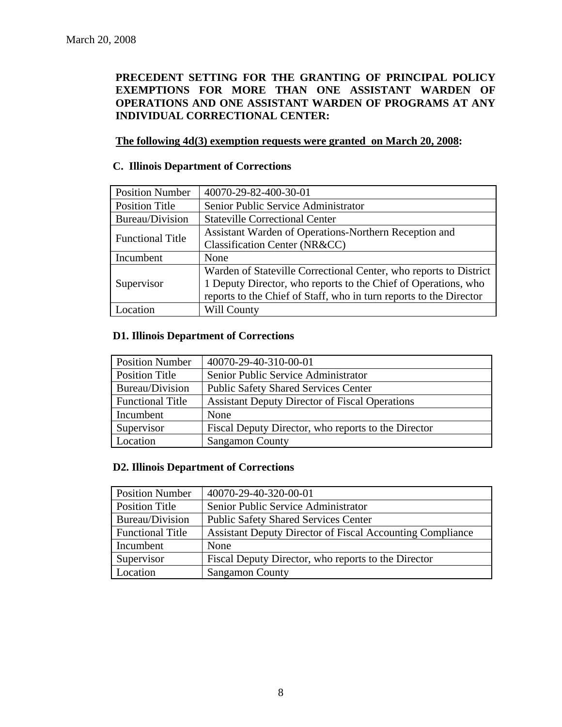March 20, 2008

**PRECEDENT SETTING FOR THE GRANTING OF PRINCIPAL POLICY EXEMPTIONS FOR MORE THAN ONE ASSISTANT WARDEN OF OPERATIONS AND ONE ASSISTANT WARDEN OF PROGRAMS AT ANY INDIVIDUAL CORRECTIONAL CENTER:**

**The following 4d(3) exemption requests were granted on March 20, 2008:**

### C. Illinois Department of Corrections

| Position Number | 40070-29-82-400-30-01 |
|---|---|
| Position Title | Senior Public Service Administrator |
| Bureau/Division | Stateville Correctional Center |
| Functional Title | Assistant Warden of Operations-Northern Reception and Classification Center (NR&CC) |
| Incumbent | None |
| Supervisor | Warden of Stateville Correctional Center, who reports to District 1 Deputy Director, who reports to the Chief of Operations, who reports to the Chief of Staff, who in turn reports to the Director |
| Location | Will County |

### D1. Illinois Department of Corrections

| Position Number | 40070-29-40-310-00-01 |
|---|---|
| Position Title | Senior Public Service Administrator |
| Bureau/Division | Public Safety Shared Services Center |
| Functional Title | Assistant Deputy Director of Fiscal Operations |
| Incumbent | None |
| Supervisor | Fiscal Deputy Director, who reports to the Director |
| Location | Sangamon County |

### D2. Illinois Department of Corrections

| Position Number | 40070-29-40-320-00-01 |
|---|---|
| Position Title | Senior Public Service Administrator |
| Bureau/Division | Public Safety Shared Services Center |
| Functional Title | Assistant Deputy Director of Fiscal Accounting Compliance |
| Incumbent | None |
| Supervisor | Fiscal Deputy Director, who reports to the Director |
| Location | Sangamon County |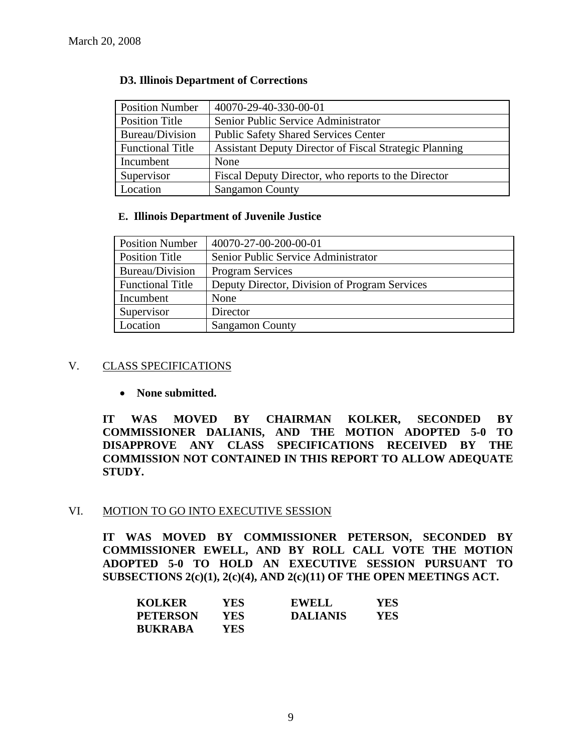March 20, 2008

### D3. Illinois Department of Corrections

| Position Number | 40070-29-40-330-00-01 |
|---|---|
| Position Title | Senior Public Service Administrator |
| Bureau/Division | Public Safety Shared Services Center |
| Functional Title | Assistant Deputy Director of Fiscal Strategic Planning |
| Incumbent | None |
| Supervisor | Fiscal Deputy Director, who reports to the Director |
| Location | Sangamon County |

### E. Illinois Department of Juvenile Justice

| Position Number | 40070-27-00-200-00-01 |
|---|---|
| Position Title | Senior Public Service Administrator |
| Bureau/Division | Program Services |
| Functional Title | Deputy Director, Division of Program Services |
| Incumbent | None |
| Supervisor | Director |
| Location | Sangamon County |

## V. CLASS SPECIFICATIONS

- **None submitted.**

**IT WAS MOVED BY CHAIRMAN KOLKER, SECONDED BY COMMISSIONER DALIANIS, AND THE MOTION ADOPTED 5-0 TO DISAPPROVE ANY CLASS SPECIFICATIONS RECEIVED BY THE COMMISSION NOT CONTAINED IN THIS REPORT TO ALLOW ADEQUATE STUDY.**

## VI. MOTION TO GO INTO EXECUTIVE SESSION

**IT WAS MOVED BY COMMISSIONER PETERSON, SECONDED BY COMMISSIONER EWELL, AND BY ROLL CALL VOTE THE MOTION ADOPTED 5-0 TO HOLD AN EXECUTIVE SESSION PURSUANT TO SUBSECTIONS 2(c)(1), 2(c)(4), AND 2(c)(11) OF THE OPEN MEETINGS ACT.**

| | | | |
|---|---|---|---|
| **KOLKER** | **YES** | **EWELL** | **YES** |
| **PETERSON** | **YES** | **DALIANIS** | **YES** |
| **BUKRABA** | **YES** | | |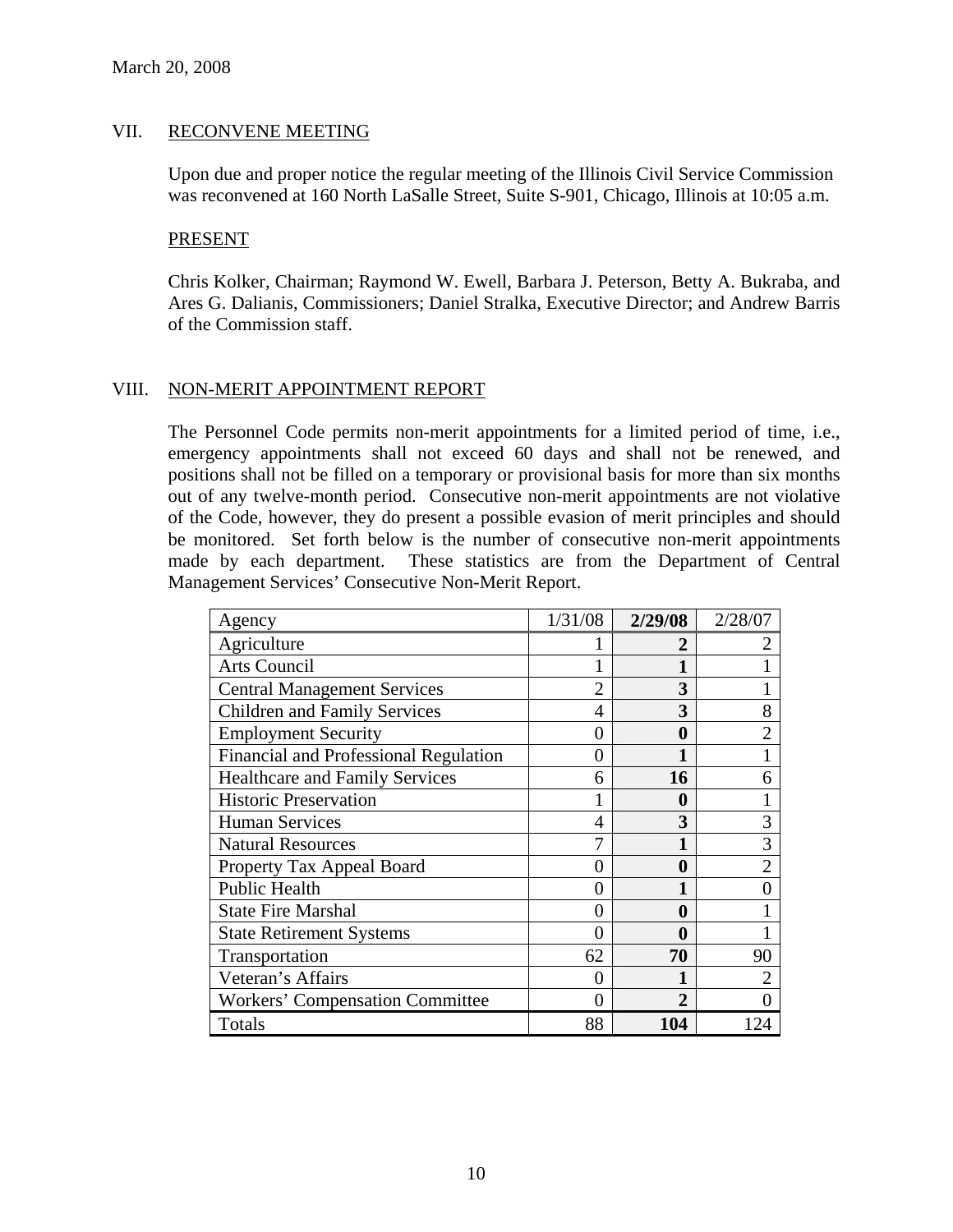March 20, 2008

## VII. RECONVENE MEETING

Upon due and proper notice the regular meeting of the Illinois Civil Service Commission was reconvened at 160 North LaSalle Street, Suite S-901, Chicago, Illinois at 10:05 a.m.

### PRESENT

Chris Kolker, Chairman; Raymond W. Ewell, Barbara J. Peterson, Betty A. Bukraba, and Ares G. Dalianis, Commissioners; Daniel Stralka, Executive Director; and Andrew Barris of the Commission staff.

## VIII. NON-MERIT APPOINTMENT REPORT

The Personnel Code permits non-merit appointments for a limited period of time, i.e., emergency appointments shall not exceed 60 days and shall not be renewed, and positions shall not be filled on a temporary or provisional basis for more than six months out of any twelve-month period. Consecutive non-merit appointments are not violative of the Code, however, they do present a possible evasion of merit principles and should be monitored. Set forth below is the number of consecutive non-merit appointments made by each department. These statistics are from the Department of Central Management Services' Consecutive Non-Merit Report.

| Agency | 1/31/08 | **2/29/08** | 2/28/07 |
|---|---|---|---|
| Agriculture | 1 | **2** | 2 |
| Arts Council | 1 | **1** | 1 |
| Central Management Services | 2 | **3** | 1 |
| Children and Family Services | 4 | **3** | 8 |
| Employment Security | 0 | **0** | 2 |
| Financial and Professional Regulation | 0 | **1** | 1 |
| Healthcare and Family Services | 6 | **16** | 6 |
| Historic Preservation | 1 | **0** | 1 |
| Human Services | 4 | **3** | 3 |
| Natural Resources | 7 | **1** | 3 |
| Property Tax Appeal Board | 0 | **0** | 2 |
| Public Health | 0 | **1** | 0 |
| State Fire Marshal | 0 | **0** | 1 |
| State Retirement Systems | 0 | **0** | 1 |
| Transportation | 62 | **70** | 90 |
| Veteran's Affairs | 0 | **1** | 2 |
| Workers' Compensation Committee | 0 | **2** | 0 |
| Totals | 88 | **104** | 124 |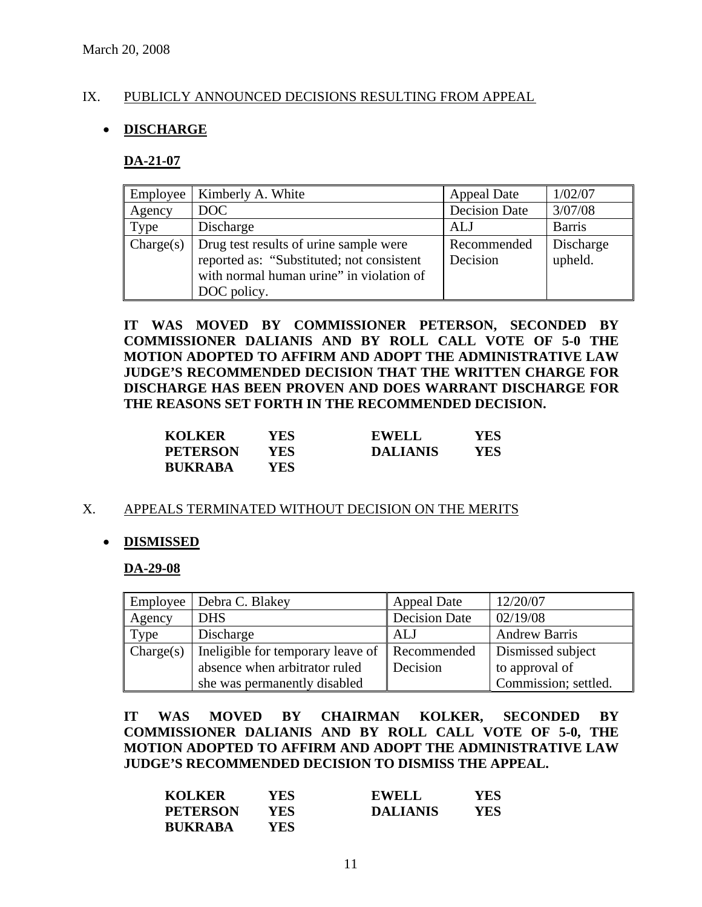March 20, 2008

## IX. PUBLICLY ANNOUNCED DECISIONS RESULTING FROM APPEAL

- **DISCHARGE**

**DA-21-07**

| Employee | Kimberly A. White | Appeal Date | 1/02/07 |
|---|---|---|---|
| Agency | DOC | Decision Date | 3/07/08 |
| Type | Discharge | ALJ | Barris |
| Charge(s) | Drug test results of urine sample were reported as: "Substituted; not consistent with normal human urine" in violation of DOC policy. | Recommended Decision | Discharge upheld. |

**IT WAS MOVED BY COMMISSIONER PETERSON, SECONDED BY COMMISSIONER DALIANIS AND BY ROLL CALL VOTE OF 5-0 THE MOTION ADOPTED TO AFFIRM AND ADOPT THE ADMINISTRATIVE LAW JUDGE'S RECOMMENDED DECISION THAT THE WRITTEN CHARGE FOR DISCHARGE HAS BEEN PROVEN AND DOES WARRANT DISCHARGE FOR THE REASONS SET FORTH IN THE RECOMMENDED DECISION.**

| | | | |
|---|---|---|---|
| **KOLKER** | **YES** | **EWELL** | **YES** |
| **PETERSON** | **YES** | **DALIANIS** | **YES** |
| **BUKRABA** | **YES** | | |

## X. APPEALS TERMINATED WITHOUT DECISION ON THE MERITS

- **DISMISSED**

**DA-29-08**

| Employee | Debra C. Blakey | Appeal Date | 12/20/07 |
|---|---|---|---|
| Agency | DHS | Decision Date | 02/19/08 |
| Type | Discharge | ALJ | Andrew Barris |
| Charge(s) | Ineligible for temporary leave of absence when arbitrator ruled she was permanently disabled | Recommended Decision | Dismissed subject to approval of Commission; settled. |

**IT WAS MOVED BY CHAIRMAN KOLKER, SECONDED BY COMMISSIONER DALIANIS AND BY ROLL CALL VOTE OF 5-0, THE MOTION ADOPTED TO AFFIRM AND ADOPT THE ADMINISTRATIVE LAW JUDGE'S RECOMMENDED DECISION TO DISMISS THE APPEAL.**

| | | | |
|---|---|---|---|
| **KOLKER** | **YES** | **EWELL** | **YES** |
| **PETERSON** | **YES** | **DALIANIS** | **YES** |
| **BUKRABA** | **YES** | | |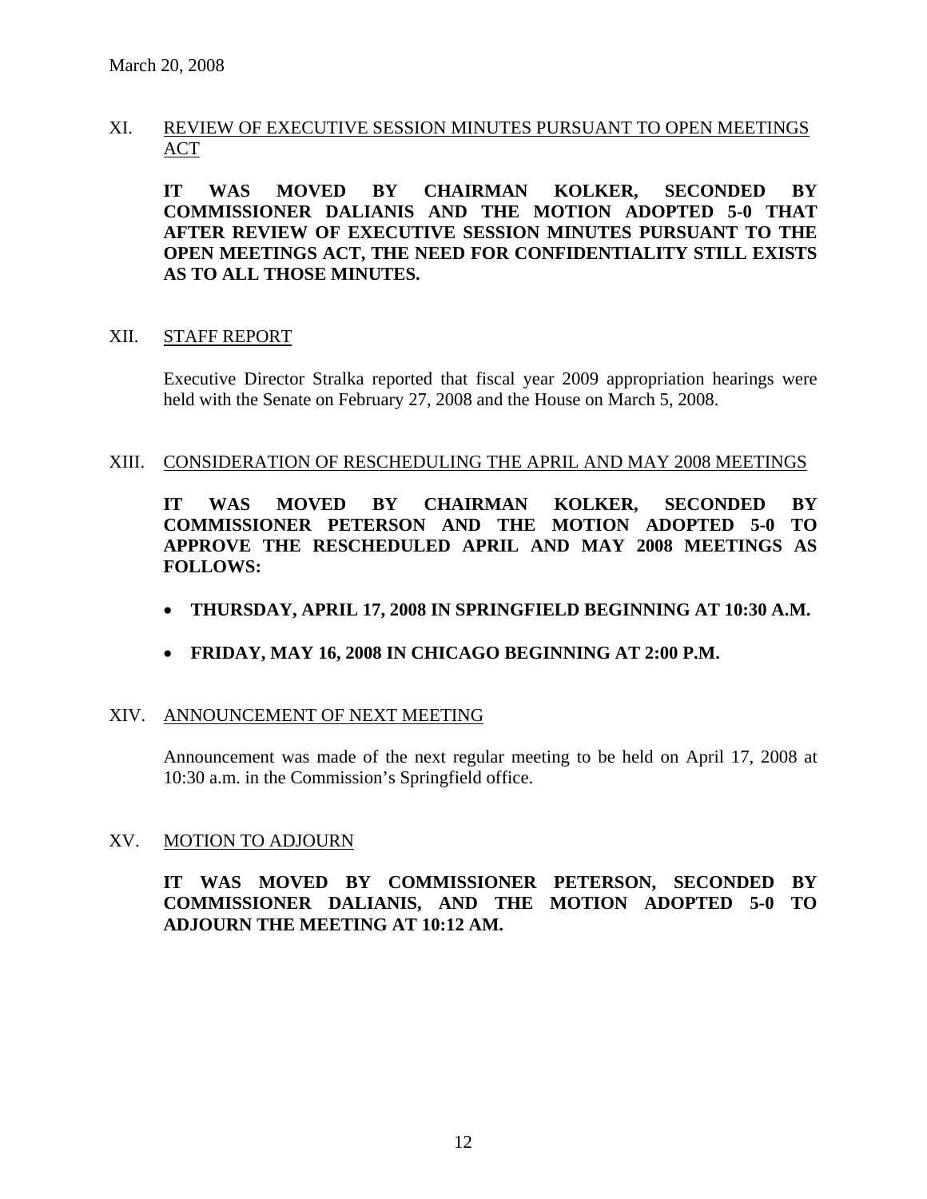March 20, 2008

## XI. REVIEW OF EXECUTIVE SESSION MINUTES PURSUANT TO OPEN MEETINGS ACT

**IT WAS MOVED BY CHAIRMAN KOLKER, SECONDED BY COMMISSIONER DALIANIS AND THE MOTION ADOPTED 5-0 THAT AFTER REVIEW OF EXECUTIVE SESSION MINUTES PURSUANT TO THE OPEN MEETINGS ACT, THE NEED FOR CONFIDENTIALITY STILL EXISTS AS TO ALL THOSE MINUTES.**

## XII. STAFF REPORT

Executive Director Stralka reported that fiscal year 2009 appropriation hearings were held with the Senate on February 27, 2008 and the House on March 5, 2008.

## XIII. CONSIDERATION OF RESCHEDULING THE APRIL AND MAY 2008 MEETINGS

**IT WAS MOVED BY CHAIRMAN KOLKER, SECONDED BY COMMISSIONER PETERSON AND THE MOTION ADOPTED 5-0 TO APPROVE THE RESCHEDULED APRIL AND MAY 2008 MEETINGS AS FOLLOWS:**

- **THURSDAY, APRIL 17, 2008 IN SPRINGFIELD BEGINNING AT 10:30 A.M.**
- **FRIDAY, MAY 16, 2008 IN CHICAGO BEGINNING AT 2:00 P.M.**

## XIV. ANNOUNCEMENT OF NEXT MEETING

Announcement was made of the next regular meeting to be held on April 17, 2008 at 10:30 a.m. in the Commission's Springfield office.

## XV. MOTION TO ADJOURN

**IT WAS MOVED BY COMMISSIONER PETERSON, SECONDED BY COMMISSIONER DALIANIS, AND THE MOTION ADOPTED 5-0 TO ADJOURN THE MEETING AT 10:12 AM.**